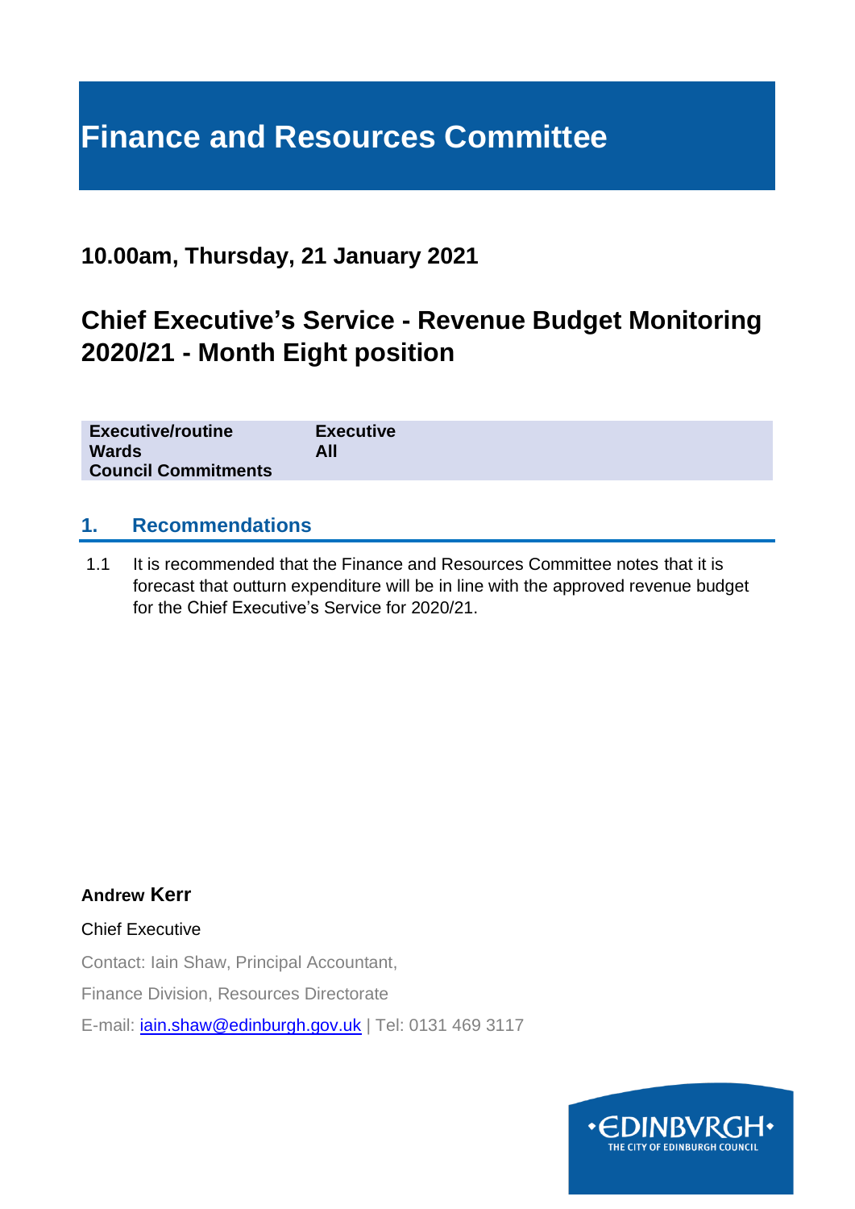# Finance and Resources Committee

## 10.00am, Thursday, 21 January 2021

## Chief Executive's Service - Revenue Budget Monitoring 2020/21 - Month Eight position

| | |
|---|---|
| **Executive/routine** | **Executive** |
| **Wards** | **All** |
| **Council Commitments** | |

## 1. Recommendations

1.1 It is recommended that the Finance and Resources Committee notes that it is forecast that outturn expenditure will be in line with the approved revenue budget for the Chief Executive's Service for 2020/21.

**Andrew Kerr**

Chief Executive

Contact: Iain Shaw, Principal Accountant,

Finance Division, Resources Directorate

E-mail: iain.shaw@edinburgh.gov.uk | Tel: 0131 469 3117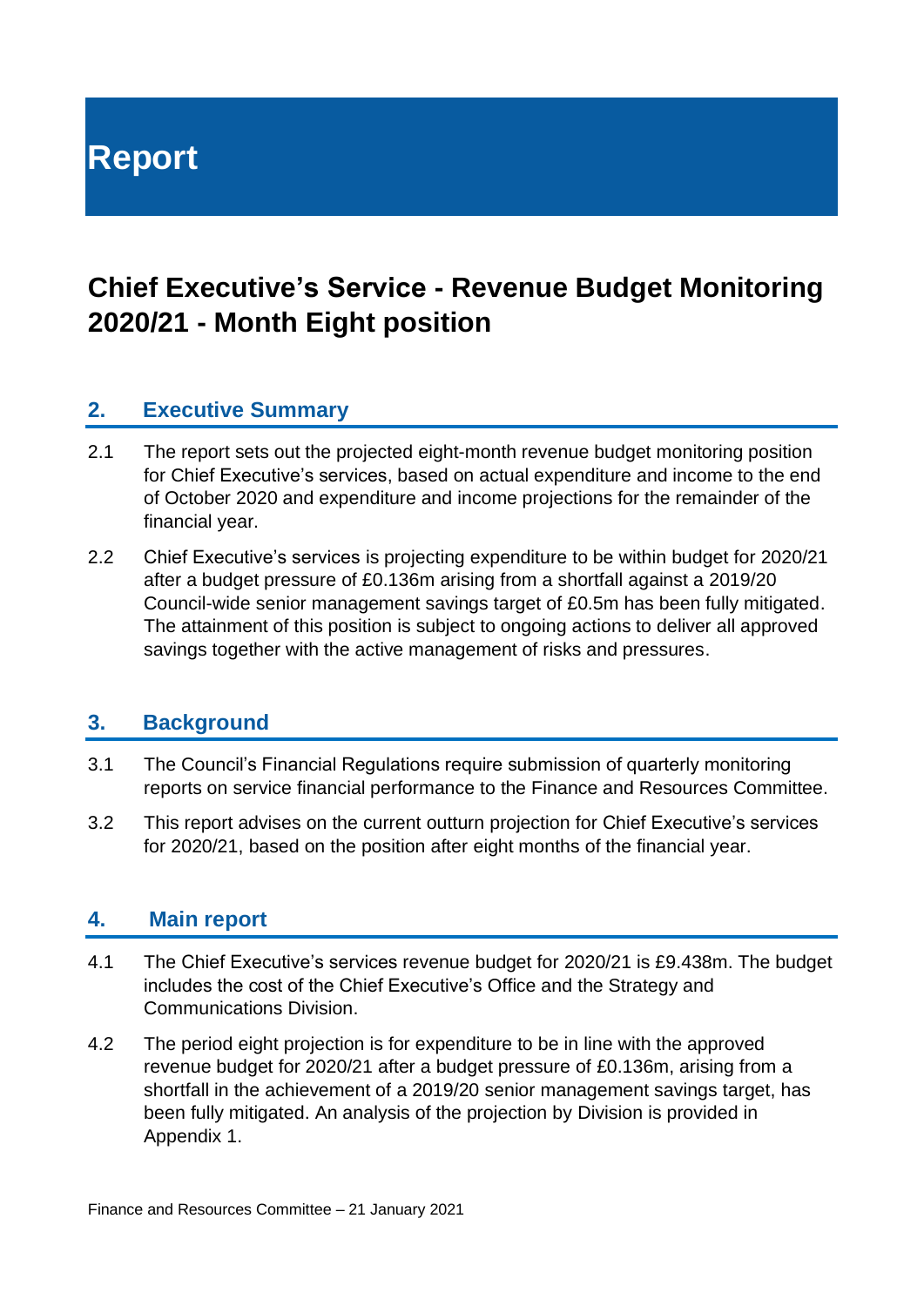# Report

## Chief Executive's Service - Revenue Budget Monitoring 2020/21 - Month Eight position

### 2. Executive Summary

2.1 The report sets out the projected eight-month revenue budget monitoring position for Chief Executive's services, based on actual expenditure and income to the end of October 2020 and expenditure and income projections for the remainder of the financial year.

2.2 Chief Executive's services is projecting expenditure to be within budget for 2020/21 after a budget pressure of £0.136m arising from a shortfall against a 2019/20 Council-wide senior management savings target of £0.5m has been fully mitigated. The attainment of this position is subject to ongoing actions to deliver all approved savings together with the active management of risks and pressures.

### 3. Background

3.1 The Council's Financial Regulations require submission of quarterly monitoring reports on service financial performance to the Finance and Resources Committee.

3.2 This report advises on the current outturn projection for Chief Executive's services for 2020/21, based on the position after eight months of the financial year.

### 4. Main report

4.1 The Chief Executive's services revenue budget for 2020/21 is £9.438m. The budget includes the cost of the Chief Executive's Office and the Strategy and Communications Division.

4.2 The period eight projection is for expenditure to be in line with the approved revenue budget for 2020/21 after a budget pressure of £0.136m, arising from a shortfall in the achievement of a 2019/20 senior management savings target, has been fully mitigated. An analysis of the projection by Division is provided in Appendix 1.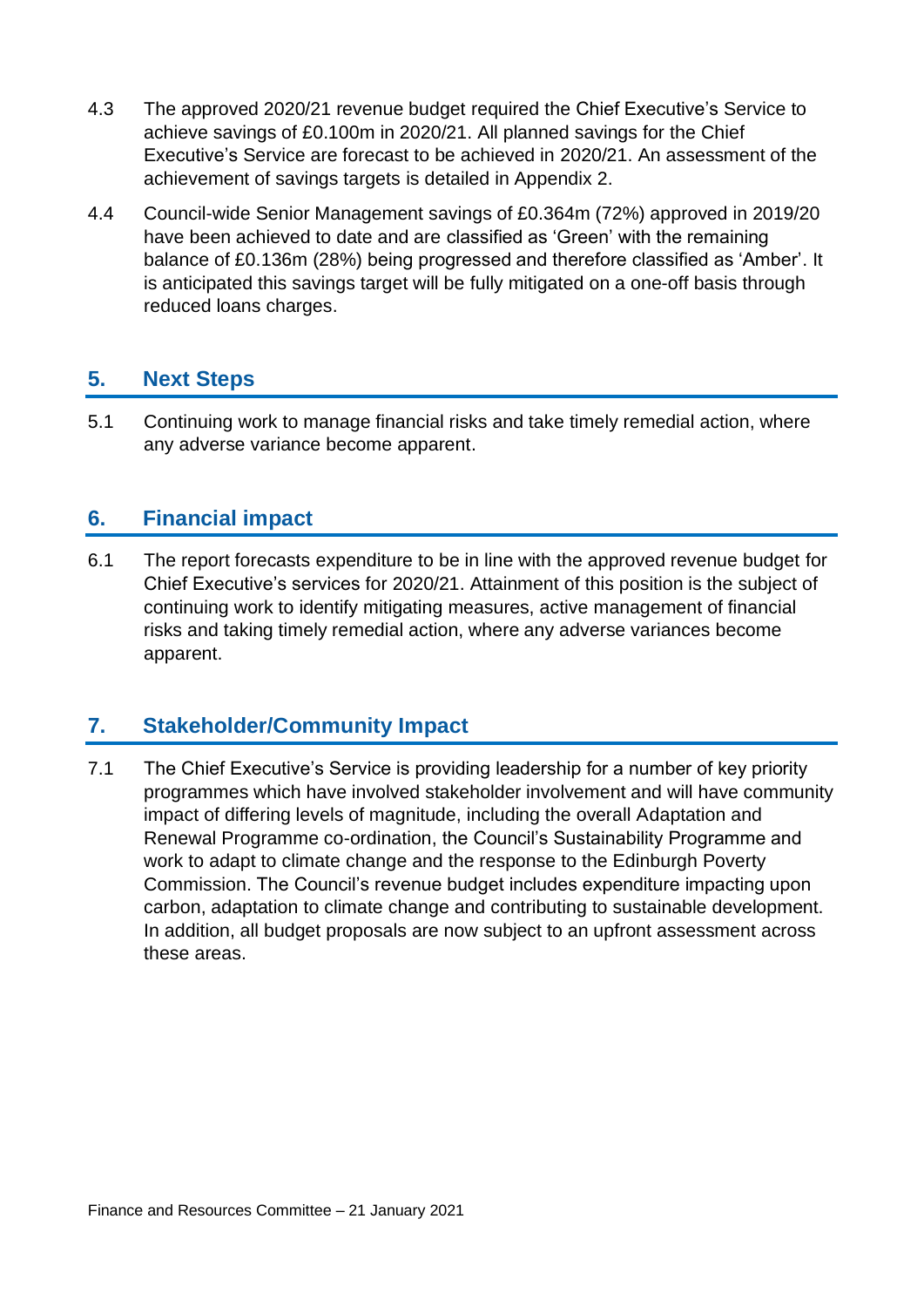4.3 The approved 2020/21 revenue budget required the Chief Executive's Service to achieve savings of £0.100m in 2020/21. All planned savings for the Chief Executive's Service are forecast to be achieved in 2020/21. An assessment of the achievement of savings targets is detailed in Appendix 2.

4.4 Council-wide Senior Management savings of £0.364m (72%) approved in 2019/20 have been achieved to date and are classified as 'Green' with the remaining balance of £0.136m (28%) being progressed and therefore classified as 'Amber'. It is anticipated this savings target will be fully mitigated on a one-off basis through reduced loans charges.

## 5. Next Steps

5.1 Continuing work to manage financial risks and take timely remedial action, where any adverse variance become apparent.

## 6. Financial impact

6.1 The report forecasts expenditure to be in line with the approved revenue budget for Chief Executive's services for 2020/21. Attainment of this position is the subject of continuing work to identify mitigating measures, active management of financial risks and taking timely remedial action, where any adverse variances become apparent.

## 7. Stakeholder/Community Impact

7.1 The Chief Executive's Service is providing leadership for a number of key priority programmes which have involved stakeholder involvement and will have community impact of differing levels of magnitude, including the overall Adaptation and Renewal Programme co-ordination, the Council's Sustainability Programme and work to adapt to climate change and the response to the Edinburgh Poverty Commission. The Council's revenue budget includes expenditure impacting upon carbon, adaptation to climate change and contributing to sustainable development. In addition, all budget proposals are now subject to an upfront assessment across these areas.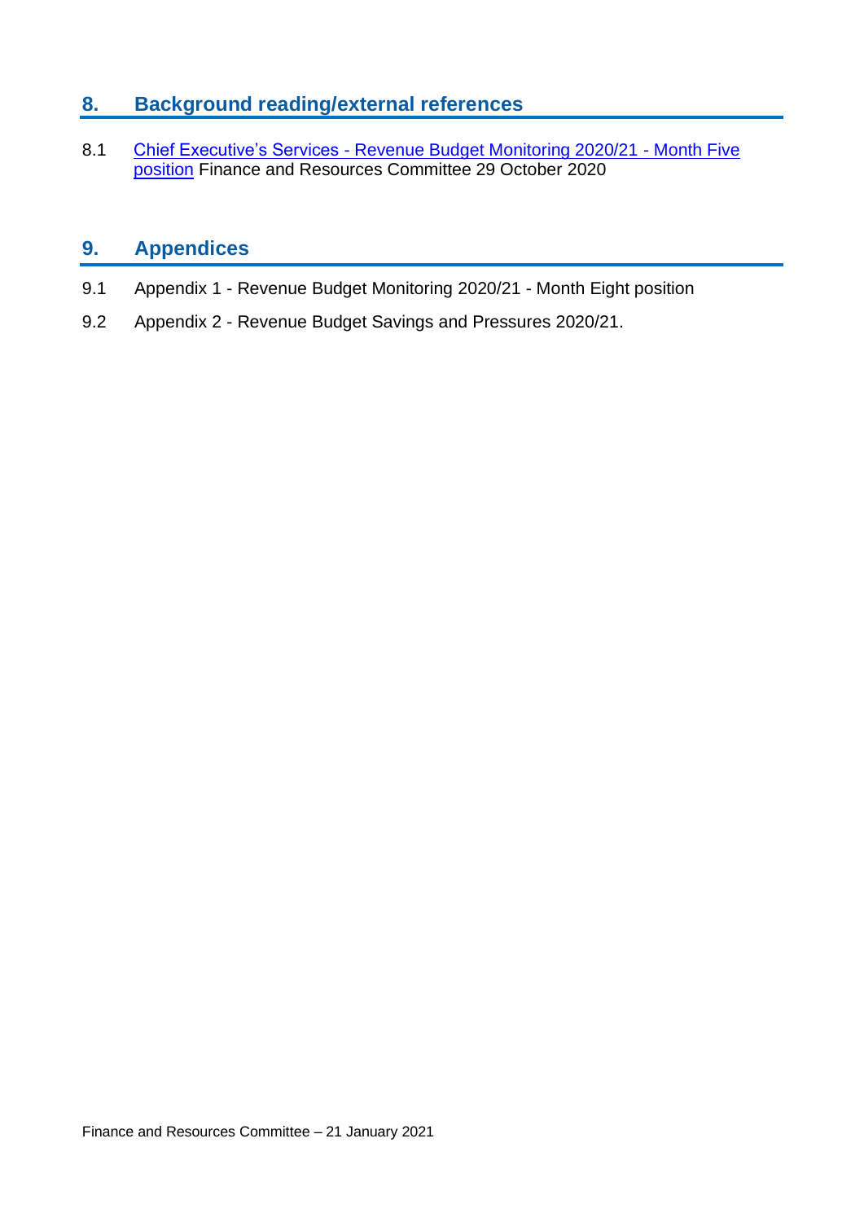## 8. Background reading/external references

8.1 Chief Executive's Services - Revenue Budget Monitoring 2020/21 - Month Five position Finance and Resources Committee 29 October 2020

## 9. Appendices

9.1 Appendix 1 - Revenue Budget Monitoring 2020/21 - Month Eight position

9.2 Appendix 2 - Revenue Budget Savings and Pressures 2020/21.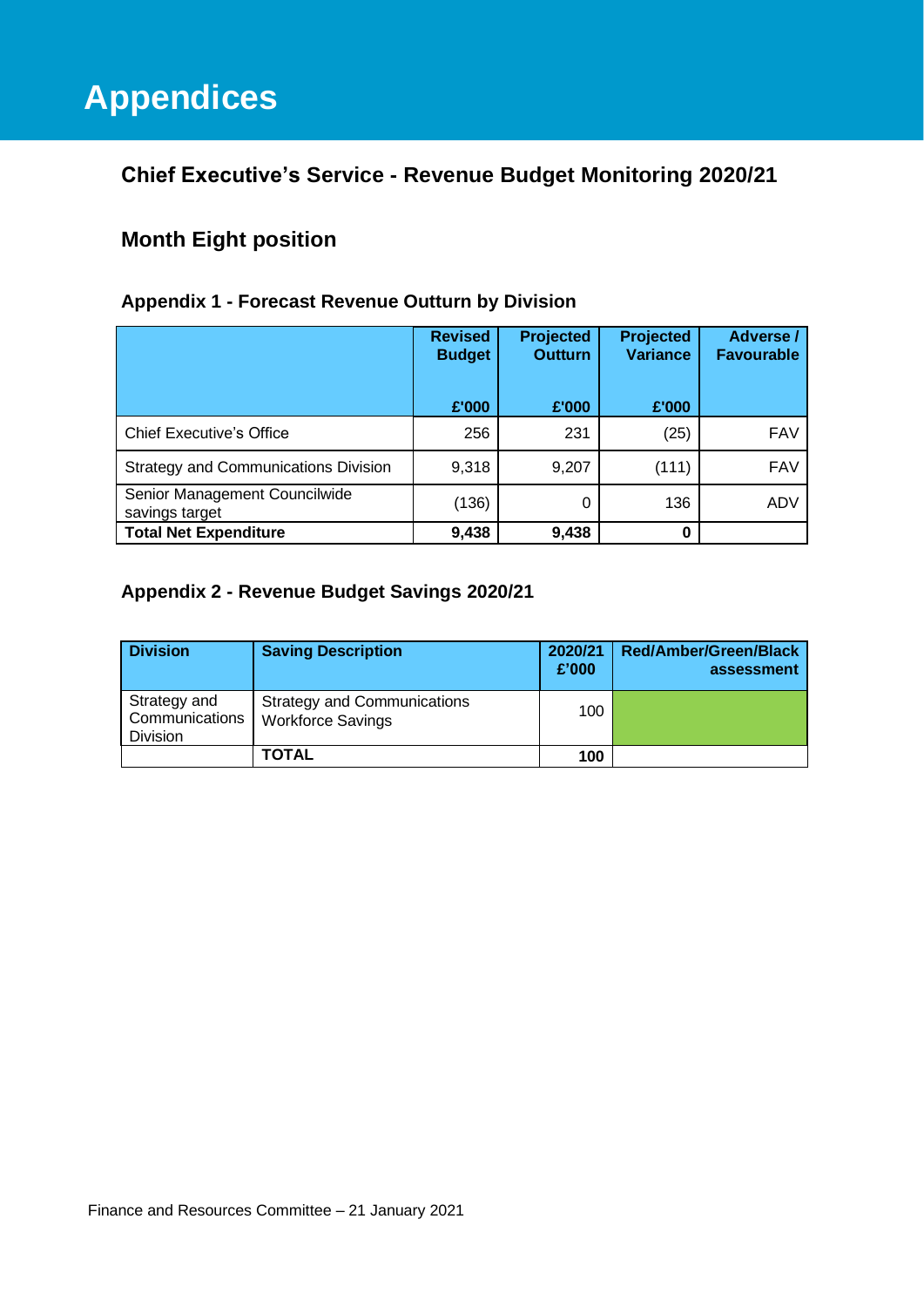# Appendices

## Chief Executive's Service - Revenue Budget Monitoring 2020/21

## Month Eight position

### Appendix 1 - Forecast Revenue Outturn by Division

| | Revised Budget £'000 | Projected Outturn £'000 | Projected Variance £'000 | Adverse / Favourable |
|---|---|---|---|---|
| Chief Executive's Office | 256 | 231 | (25) | FAV |
| Strategy and Communications Division | 9,318 | 9,207 | (111) | FAV |
| Senior Management Councilwide savings target | (136) | 0 | 136 | ADV |
| **Total Net Expenditure** | **9,438** | **9,438** | **0** | |

### Appendix 2 - Revenue Budget Savings 2020/21

| Division | Saving Description | 2020/21 £'000 | Red/Amber/Green/Black assessment |
|---|---|---|---|
| Strategy and Communications Division | Strategy and Communications Workforce Savings | 100 | |
| | **TOTAL** | **100** | |